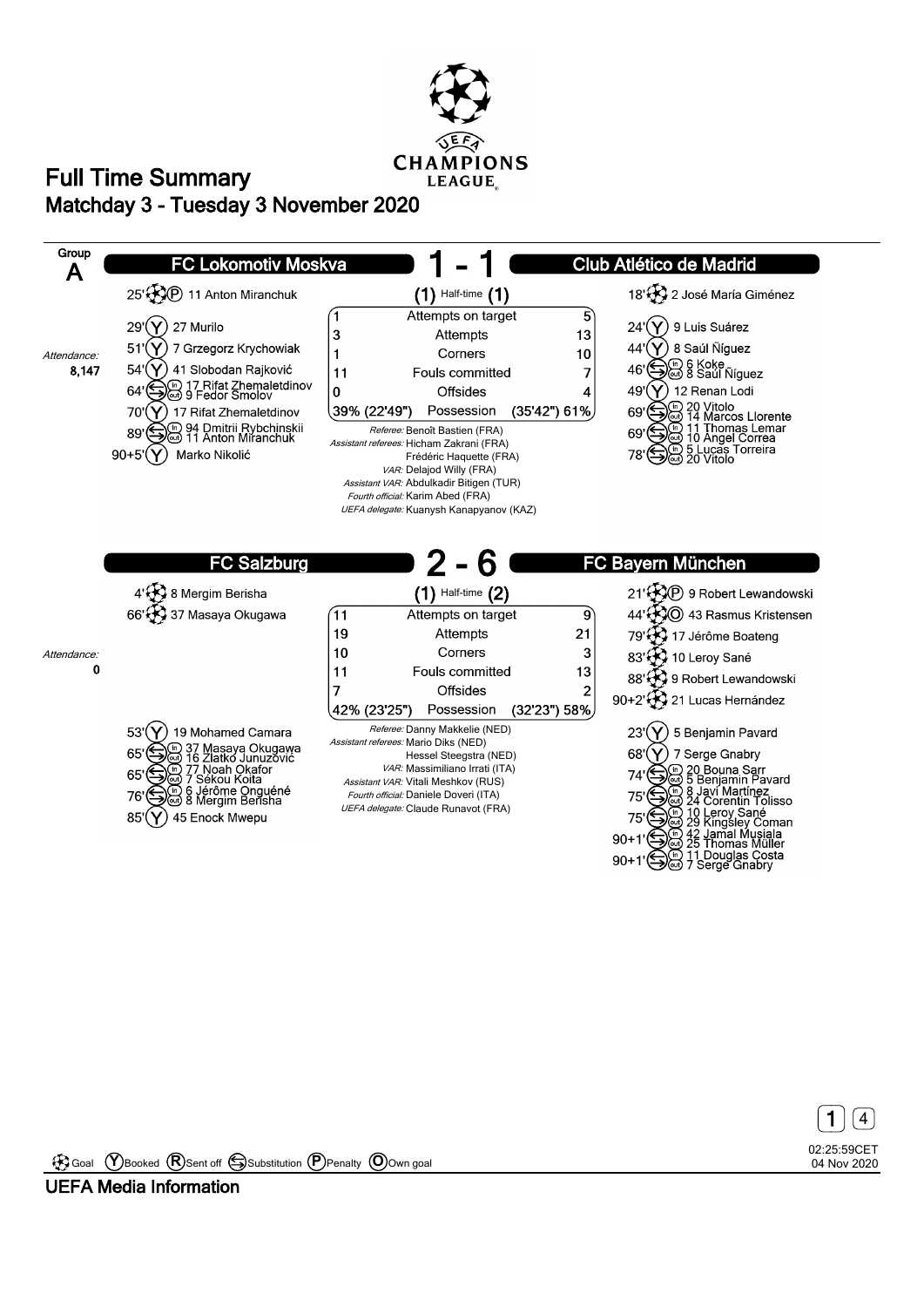# Full Time Summary

## Matchday 3 - Tuesday 3 November 2020

**Group A**

### FC Lokomotiv Moskva 1 - 1 Club Atlético de Madrid

Half-time (1) - (1)

Attendance: 8,147

**FC Lokomotiv Moskva**

- 25' Goal (Penalty) 11 Anton Miranchuk
- 29' Booked 27 Murilo
- 51' Booked 7 Grzegorz Krychowiak
- 54' Booked 41 Slobodan Rajković
- 64' Substitution: in 17 Rifat Zhemaletdinov, out 9 Fedor Smolov
- 70' Booked 17 Rifat Zhemaletdinov
- 89' Substitution: in 94 Dmitrii Rybchinskii, out 11 Anton Miranchuk
- 90+5' Booked Marko Nikolić

**Club Atlético de Madrid**

- 18' Goal 2 José María Giménez
- 24' Booked 9 Luis Suárez
- 44' Booked 8 Saúl Ñíguez
- 46' Substitution: in 6 Koke, out 8 Saúl Ñíguez
- 49' Booked 12 Renan Lodi
- 69' Substitution: in 20 Vitolo, out 14 Marcos Llorente
- 69' Substitution: in 11 Thomas Lemar, out 10 Ángel Correa
- 78' Substitution: in 5 Lucas Torreira, out 20 Vitolo

| FC Lokomotiv Moskva | | Club Atlético de Madrid |
|---|---|---|
| 1 | Attempts on target | 5 |
| 3 | Attempts | 13 |
| 1 | Corners | 10 |
| 11 | Fouls committed | 7 |
| 0 | Offsides | 4 |
| 39% (22'49") | Possession | (35'42") 61% |

*Referee:* Benoît Bastien (FRA)
*Assistant referees:* Hicham Zakrani (FRA), Frédéric Haquette (FRA)
*VAR:* Delajod Willy (FRA)
*Assistant VAR:* Abdulkadir Bitigen (TUR)
*Fourth official:* Karim Abed (FRA)
*UEFA delegate:* Kuanysh Kanapyanov (KAZ)

### FC Salzburg 2 - 6 FC Bayern München

Half-time (1) - (2)

Attendance: 0

**FC Salzburg**

- 4' Goal 8 Mergim Berisha
- 66' Goal 37 Masaya Okugawa
- 53' Booked 19 Mohamed Camara
- 65' Substitution: in 37 Masaya Okugawa, out 16 Zlatko Junuzović
- 65' Substitution: in 77 Noah Okafor, out 7 Sékou Koita
- 76' Substitution: in 6 Jérôme Onguéné, out 8 Mergim Berisha
- 85' Booked 45 Enock Mwepu

**FC Bayern München**

- 21' Goal (Penalty) 9 Robert Lewandowski
- 44' Own goal 43 Rasmus Kristensen
- 79' Goal 17 Jérôme Boateng
- 83' Goal 10 Leroy Sané
- 88' Goal 9 Robert Lewandowski
- 90+2' Goal 21 Lucas Hernández
- 23' Booked 5 Benjamin Pavard
- 68' Booked 7 Serge Gnabry
- 74' Substitution: in 20 Bouna Sarr, out 5 Benjamin Pavard
- 75' Substitution: in 8 Javi Martínez, out 24 Corentin Tolisso
- 75' Substitution: in 10 Leroy Sané, out 29 Kingsley Coman
- 90+1' Substitution: in 42 Jamal Musiala, out 25 Thomas Müller
- 90+1' Substitution: in 11 Douglas Costa, out 7 Serge Gnabry

| FC Salzburg | | FC Bayern München |
|---|---|---|
| 11 | Attempts on target | 9 |
| 19 | Attempts | 21 |
| 10 | Corners | 3 |
| 11 | Fouls committed | 13 |
| 7 | Offsides | 2 |
| 42% (23'25") | Possession | (32'23") 58% |

*Referee:* Danny Makkelie (NED)
*Assistant referees:* Mario Diks (NED), Hessel Steegstra (NED)
*VAR:* Massimiliano Irrati (ITA)
*Assistant VAR:* Vitali Meshkov (RUS)
*Fourth official:* Daniele Doveri (ITA)
*UEFA delegate:* Claude Runavot (FRA)

Goal | Booked | Sent off | Substitution | Penalty | Own goal

02:25:59CET 04 Nov 2020

UEFA Media Information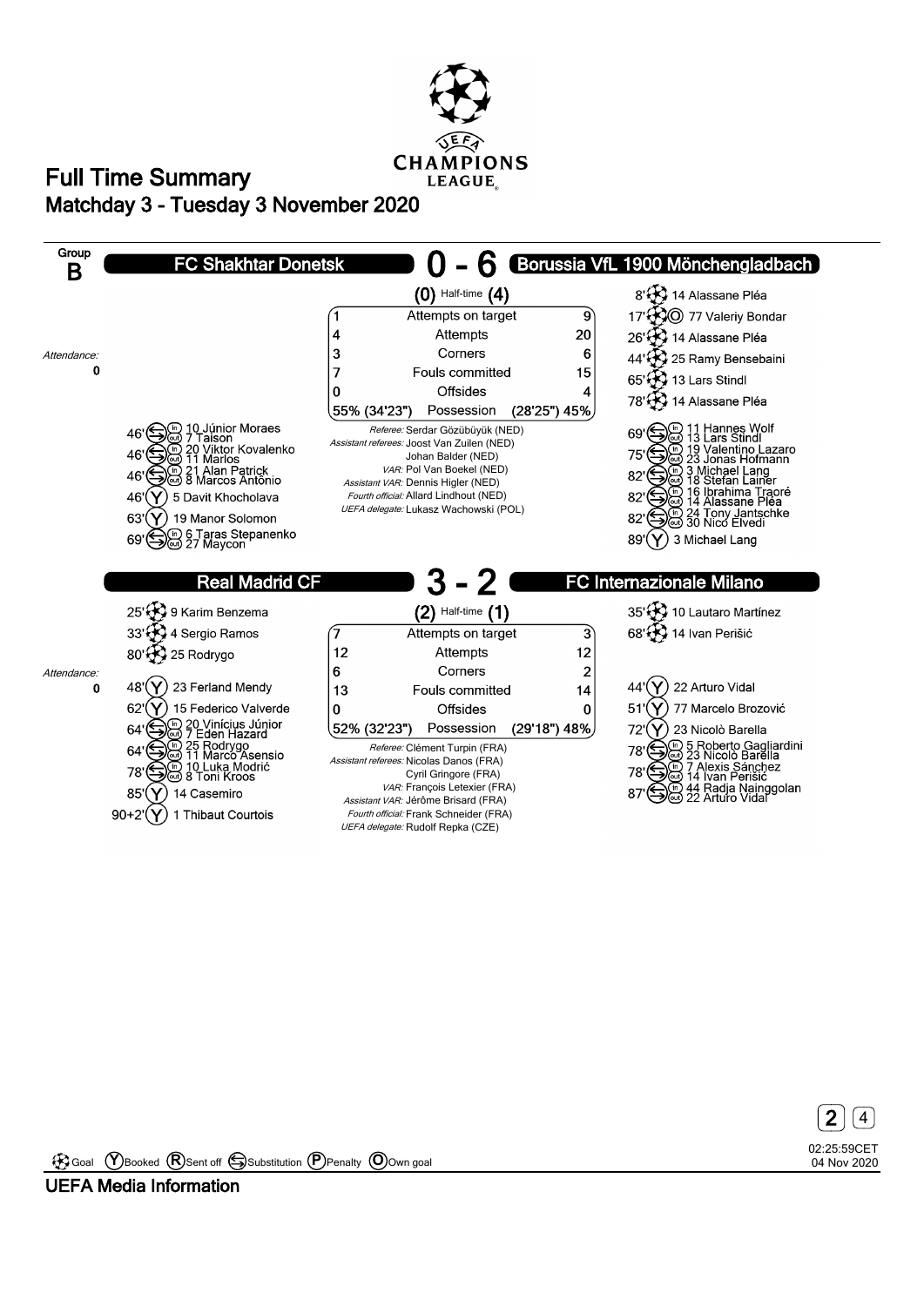# Full Time Summary

## Matchday 3 - Tuesday 3 November 2020

**Group B**

### FC Shakhtar Donetsk 0 - 6 Borussia VfL 1900 Mönchengladbach

(0) Half-time (4)

Attendance: 0

**Borussia VfL 1900 Mönchengladbach goals:**
- 8' 14 Alassane Pléa
- 17' 77 Valeriy Bondar (Own goal)
- 26' 14 Alassane Pléa
- 44' 25 Ramy Bensebaini
- 65' 13 Lars Stindl
- 78' 14 Alassane Pléa

| FC Shakhtar Donetsk | | Borussia VfL 1900 Mönchengladbach |
|---|---|---|
| 1 | Attempts on target | 9 |
| 4 | Attempts | 20 |
| 3 | Corners | 6 |
| 7 | Fouls committed | 15 |
| 0 | Offsides | 4 |
| 55% (34'23") | Possession | (28'25") 45% |

*Referee:* Serdar Gözübüyük (NED)
*Assistant referees:* Joost Van Zuilen (NED), Johan Balder (NED)
*VAR:* Pol Van Boekel (NED)
*Assistant VAR:* Dennis Higler (NED)
*Fourth official:* Allard Lindhout (NED)
*UEFA delegate:* Lukasz Wachowski (POL)

**FC Shakhtar Donetsk:**
- 46' Substitution: in 10 Júnior Moraes, out 7 Taison
- 46' Substitution: in 20 Viktor Kovalenko, out 11 Marlos
- 46' Substitution: in 21 Alan Patrick, out 8 Marcos Antônio
- 46' Booked: 5 Davit Khocholava
- 63' Booked: 19 Manor Solomon
- 69' Substitution: in 6 Taras Stepanenko, out 27 Maycon

**Borussia VfL 1900 Mönchengladbach:**
- 69' Substitution: in 11 Hannes Wolf, out 13 Lars Stindl
- 75' Substitution: in 19 Valentino Lazaro, out 23 Jonas Hofmann
- 82' Substitution: in 3 Michael Lang, out 18 Stefan Lainer
- 82' Substitution: in 16 Ibrahima Traoré, out 14 Alassane Pléa
- 82' Substitution: in 24 Tony Jantschke, out 30 Nico Elvedi
- 89' Booked: 3 Michael Lang

### Real Madrid CF 3 - 2 FC Internazionale Milano

(2) Half-time (1)

Attendance: 0

**Real Madrid CF goals:**
- 25' 9 Karim Benzema
- 33' 4 Sergio Ramos
- 80' 25 Rodrygo

**FC Internazionale Milano goals:**
- 35' 10 Lautaro Martínez
- 68' 14 Ivan Perišić

| Real Madrid CF | | FC Internazionale Milano |
|---|---|---|
| 7 | Attempts on target | 3 |
| 12 | Attempts | 12 |
| 6 | Corners | 2 |
| 13 | Fouls committed | 14 |
| 0 | Offsides | 0 |
| 52% (32'23") | Possession | (29'18") 48% |

*Referee:* Clément Turpin (FRA)
*Assistant referees:* Nicolas Danos (FRA), Cyril Gringore (FRA)
*VAR:* François Letexier (FRA)
*Assistant VAR:* Jérôme Brisard (FRA)
*Fourth official:* Frank Schneider (FRA)
*UEFA delegate:* Rudolf Repka (CZE)

**Real Madrid CF:**
- 48' Booked: 23 Ferland Mendy
- 62' Booked: 15 Federico Valverde
- 64' Substitution: in 20 Vinícius Júnior, out 7 Eden Hazard
- 64' Substitution: in 25 Rodrygo, out 11 Marco Asensio
- 78' Substitution: in 10 Luka Modrić, out 8 Toni Kroos
- 85' Booked: 14 Casemiro
- 90+2' Booked: 1 Thibaut Courtois

**FC Internazionale Milano:**
- 44' Booked: 22 Arturo Vidal
- 51' Booked: 77 Marcelo Brozović
- 72' Booked: 23 Nicolò Barella
- 78' Substitution: in 5 Roberto Gagliardini, out 23 Nicolò Barella
- 78' Substitution: in 7 Alexis Sánchez, out 14 Ivan Perišić
- 87' Substitution: in 44 Radja Nainggolan, out 22 Arturo Vidal

Goal | (Y) Booked | (R) Sent off | Substitution | (P) Penalty | (O) Own goal

02:25:59CET 04 Nov 2020

UEFA Media Information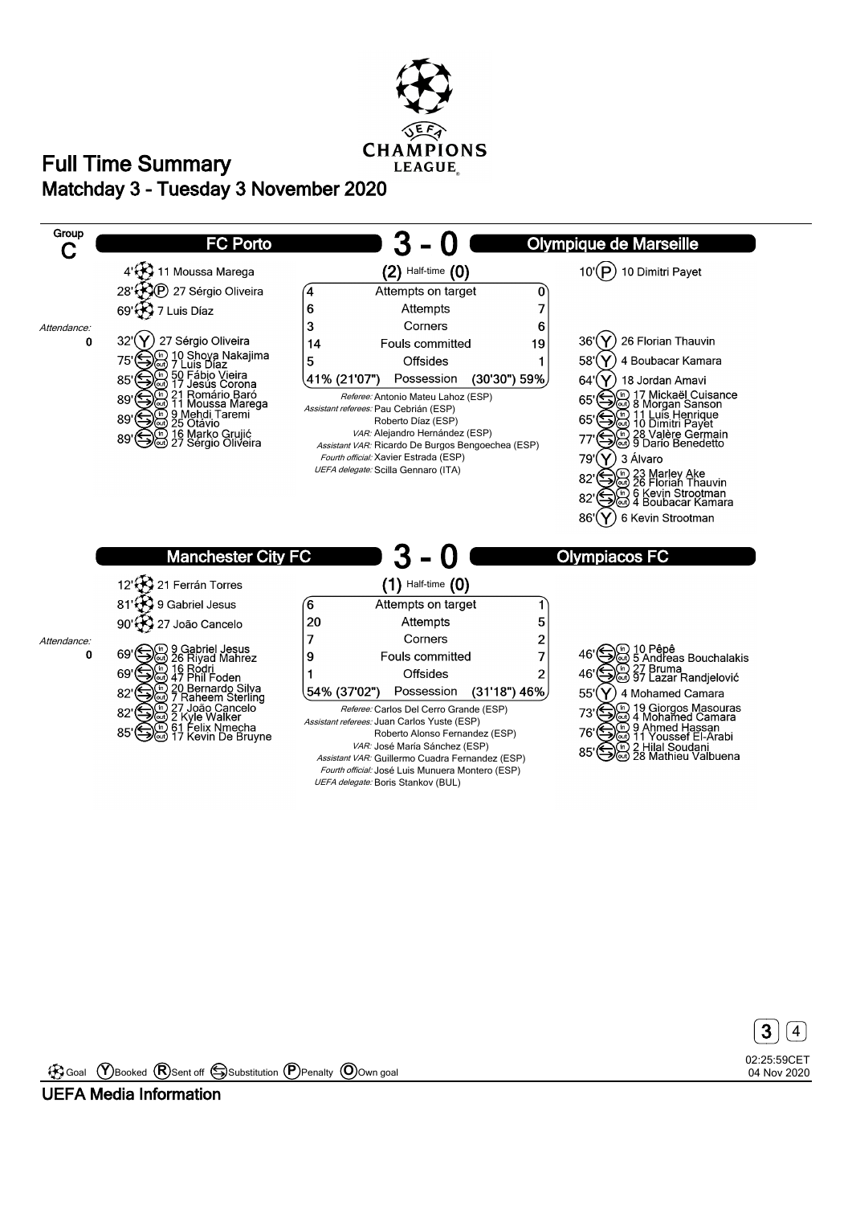# Full Time Summary

## Matchday 3 - Tuesday 3 November 2020

**Group C**

## FC Porto 3 - 0 Olympique de Marseille

Attendance: 0

**FC Porto**

- 4' Goal: 11 Moussa Marega
- 28' Goal (P): 27 Sérgio Oliveira
- 69' Goal: 7 Luis Díaz
- 32' Booked: 27 Sérgio Oliveira
- 75' Substitution: in 10 Shoya Nakajima, out 7 Luis Díaz
- 85' Substitution: in 50 Fábio Vieira, out 17 Jesús Corona
- 89' Substitution: in 21 Romário Baró, out 11 Moussa Marega
- 89' Substitution: in 9 Mehdi Taremi, out 25 Otávio
- 89' Substitution: in 16 Marko Grujić, out 27 Sérgio Oliveira

**Olympique de Marseille**

- 10' Penalty (P): 10 Dimitri Payet
- 36' Booked: 26 Florian Thauvin
- 58' Booked: 4 Boubacar Kamara
- 64' Booked: 18 Jordan Amavi
- 65' Substitution: in 17 Mickaël Cuisance, out 8 Morgan Sanson
- 65' Substitution: in 11 Luis Henrique, out 10 Dimitri Payet
- 77' Substitution: in 28 Valère Germain, out 9 Darío Benedetto
- 79' Booked: 3 Álvaro
- 82' Substitution: in 23 Marley Ake, out 26 Florian Thauvin
- 82' Substitution: in 6 Kevin Strootman, out 4 Boubacar Kamara
- 86' Booked: 6 Kevin Strootman

(2) Half-time (0)

| FC Porto | | Olympique de Marseille |
|---|---|---|
| 4 | Attempts on target | 0 |
| 6 | Attempts | 7 |
| 3 | Corners | 6 |
| 14 | Fouls committed | 19 |
| 5 | Offsides | 1 |
| 41% (21'07") | Possession | (30'30") 59% |

*Referee:* Antonio Mateu Lahoz (ESP)
*Assistant referees:* Pau Cebrián (ESP), Roberto Díaz (ESP)
*VAR:* Alejandro Hernández (ESP)
*Assistant VAR:* Ricardo De Burgos Bengoechea (ESP)
*Fourth official:* Xavier Estrada (ESP)
*UEFA delegate:* Scilla Gennaro (ITA)

## Manchester City FC 3 - 0 Olympiacos FC

Attendance: 0

**Manchester City FC**

- 12' Goal: 21 Ferrán Torres
- 81' Goal: 9 Gabriel Jesus
- 90' Goal: 27 João Cancelo
- 69' Substitution: in 9 Gabriel Jesus, out 26 Riyad Mahrez
- 69' Substitution: in 16 Rodri, out 47 Phil Foden
- 82' Substitution: in 20 Bernardo Silva, out 7 Raheem Sterling
- 82' Substitution: in 27 João Cancelo, out 2 Kyle Walker
- 85' Substitution: in 61 Felix Nmecha, out 17 Kevin De Bruyne

**Olympiacos FC**

- 46' Substitution: in 10 Pêpê, out 5 Andreas Bouchalakis
- 46' Substitution: in 27 Bruma, out 97 Lazar Randjelović
- 55' Booked: 4 Mohamed Camara
- 73' Substitution: in 19 Giorgos Masouras, out 4 Mohamed Camara
- 76' Substitution: in 9 Ahmed Hassan, out 11 Youssef El-Arabi
- 85' Substitution: in 2 Hilal Soudani, out 28 Mathieu Valbuena

(1) Half-time (0)

| Manchester City FC | | Olympiacos FC |
|---|---|---|
| 6 | Attempts on target | 1 |
| 20 | Attempts | 5 |
| 7 | Corners | 2 |
| 9 | Fouls committed | 7 |
| 1 | Offsides | 2 |
| 54% (37'02") | Possession | (31'18") 46% |

*Referee:* Carlos Del Cerro Grande (ESP)
*Assistant referees:* Juan Carlos Yuste (ESP), Roberto Alonso Fernandez (ESP)
*VAR:* José María Sánchez (ESP)
*Assistant VAR:* Guillermo Cuadra Fernandez (ESP)
*Fourth official:* José Luis Munuera Montero (ESP)
*UEFA delegate:* Boris Stankov (BUL)

Goal | (Y) Booked | (R) Sent off | Substitution | (P) Penalty | (O) Own goal

02:25:59CET 04 Nov 2020

UEFA Media Information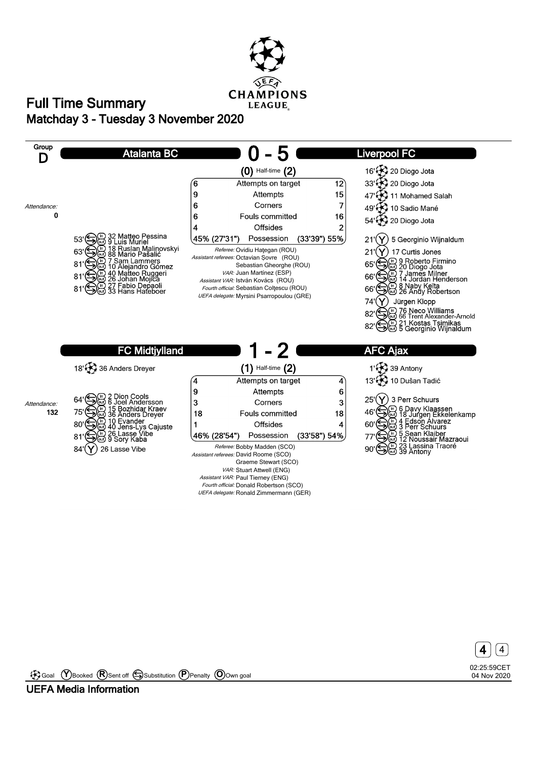# Full Time Summary

## Matchday 3 - Tuesday 3 November 2020

UEFA CHAMPIONS LEAGUE

Group D

## Atalanta BC 0 - 5 Liverpool FC

(0) Half-time (2)

Attendance: 0

**Atalanta BC**

- 53' Substitution: in 32 Matteo Pessina, out 9 Luis Muriel
- 63' Substitution: in 18 Ruslan Malinovskyi, out 88 Mario Pašalić
- 81' Substitution: in 7 Sam Lammers, out 10 Alejandro Gómez
- 81' Substitution: in 40 Matteo Ruggeri, out 26 Johan Mojica
- 81' Substitution: in 27 Fabio Depaoli, out 33 Hans Hateboer

**Liverpool FC**

- 16' Goal 20 Diogo Jota
- 33' Goal 20 Diogo Jota
- 47' Goal 11 Mohamed Salah
- 49' Goal 10 Sadio Mané
- 54' Goal 20 Diogo Jota
- 21' Booked 5 Georginio Wijnaldum
- 21' Booked 17 Curtis Jones
- 65' Substitution: in 9 Roberto Firmino, out 20 Diogo Jota
- 66' Substitution: in 7 James Milner, out 14 Jordan Henderson
- 66' Substitution: in 8 Naby Keïta, out 26 Andy Robertson
- 74' Booked Jürgen Klopp
- 82' Substitution: in 76 Neco Williams, out 66 Trent Alexander-Arnold
- 82' Substitution: in 21 Kostas Tsimikas, out 5 Georginio Wijnaldum

| Atalanta BC | | Liverpool FC |
|---|---|---|
| 6 | Attempts on target | 12 |
| 9 | Attempts | 15 |
| 6 | Corners | 7 |
| 6 | Fouls committed | 16 |
| 4 | Offsides | 2 |
| 45% (27'31") | Possession | (33'39") 55% |

*Referee:* Ovidiu Haţegan (ROU)
*Assistant referees:* Octavian Şovre (ROU), Sebastian Gheorghe (ROU)
*VAR:* Juan Martínez (ESP)
*Assistant VAR:* István Kovács (ROU)
*Fourth official:* Sebastian Colţescu (ROU)
*UEFA delegate:* Myrsini Psarropoulou (GRE)

## FC Midtjylland 1 - 2 AFC Ajax

(1) Half-time (2)

Attendance: 132

**FC Midtjylland**

- 18' Goal 36 Anders Dreyer
- 64' Substitution: in 2 Dion Cools, out 6 Joel Andersson
- 75' Substitution: in 15 Bozhidar Kraev, out 36 Anders Dreyer
- 80' Substitution: in 10 Evander, out 40 Jens-Lys Cajuste
- 81' Substitution: in 26 Lasse Vibe, out 9 Sory Kaba
- 84' Booked 26 Lasse Vibe

**AFC Ajax**

- 1' Goal 39 Antony
- 13' Goal 10 Dušan Tadić
- 25' Booked 3 Perr Schuurs
- 46' Substitution: in 6 Davy Klaassen, out 18 Jurgen Ekkelenkamp
- 60' Substitution: in 4 Edson Álvarez, out 3 Perr Schuurs
- 77' Substitution: in 5 Sean Klaiber, out 12 Noussair Mazraoui
- 90' Substitution: in 23 Lassina Traoré, out 39 Antony

| FC Midtjylland | | AFC Ajax |
|---|---|---|
| 4 | Attempts on target | 4 |
| 9 | Attempts | 6 |
| 3 | Corners | 3 |
| 18 | Fouls committed | 18 |
| 1 | Offsides | 4 |
| 46% (28'54") | Possession | (33'58") 54% |

*Referee:* Bobby Madden (SCO)
*Assistant referees:* David Roome (SCO), Graeme Stewart (SCO)
*VAR:* Stuart Attwell (ENG)
*Assistant VAR:* Paul Tierney (ENG)
*Fourth official:* Donald Robertson (SCO)
*UEFA delegate:* Ronald Zimmermann (GER)

Goal | (Y) Booked | (R) Sent off | Substitution | (P) Penalty | (O) Own goal

02:25:59CET 04 Nov 2020

UEFA Media Information